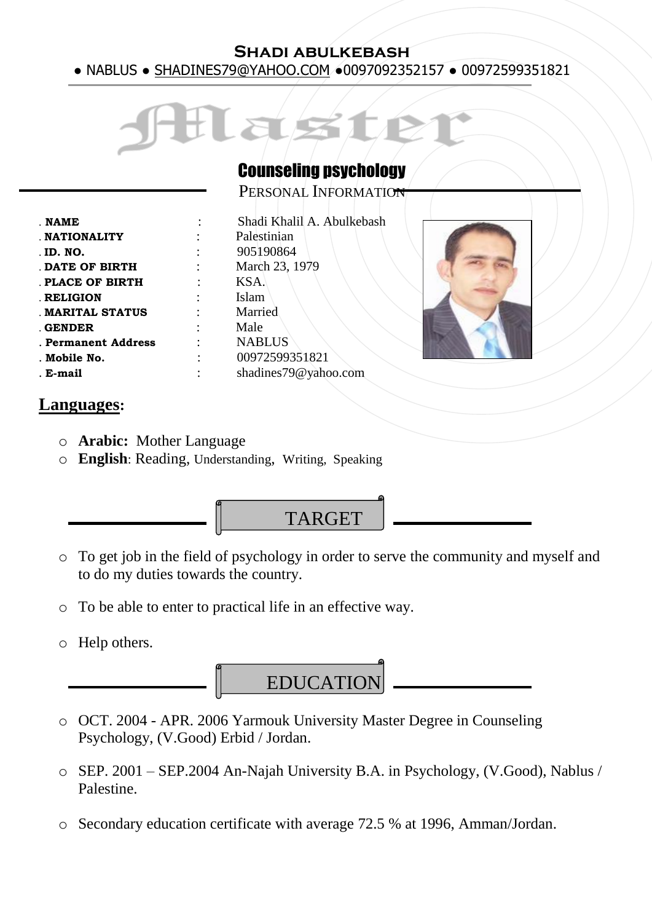# SHADI ABULKEBASH

● NABLUS ● SHADINES79@YAHOO.COM ●0097092352157 ● 00972599351821

# Master

## Counseling psychology

## PERSONAL INFORMATION

| | | |
|---|---|---|
| . **NAME** | : | Shadi Khalil A. Abulkebash |
| . **NATIONALITY** | : | Palestinian |
| . **ID. NO.** | : | 905190864 |
| . **DATE OF BIRTH** | : | March 23, 1979 |
| . **PLACE OF BIRTH** | : | KSA. |
| . **RELIGION** | : | Islam |
| . **MARITAL STATUS** | : | Married |
| . **GENDER** | : | Male |
| . **Permanent Address** | : | NABLUS |
| . **Mobile No.** | : | 00972599351821 |
| . **E-mail** | : | shadines79@yahoo.com |

## Languages:

- **Arabic:** Mother Language
- **English**: Reading, Understanding, Writing, Speaking

## TARGET

- To get job in the field of psychology in order to serve the community and myself and to do my duties towards the country.
- To be able to enter to practical life in an effective way.
- Help others.

## EDUCATION

- OCT. 2004 - APR. 2006 Yarmouk University Master Degree in Counseling Psychology, (V.Good) Erbid / Jordan.
- SEP. 2001 – SEP.2004 An-Najah University B.A. in Psychology, (V.Good), Nablus / Palestine.
- Secondary education certificate with average 72.5 % at 1996, Amman/Jordan.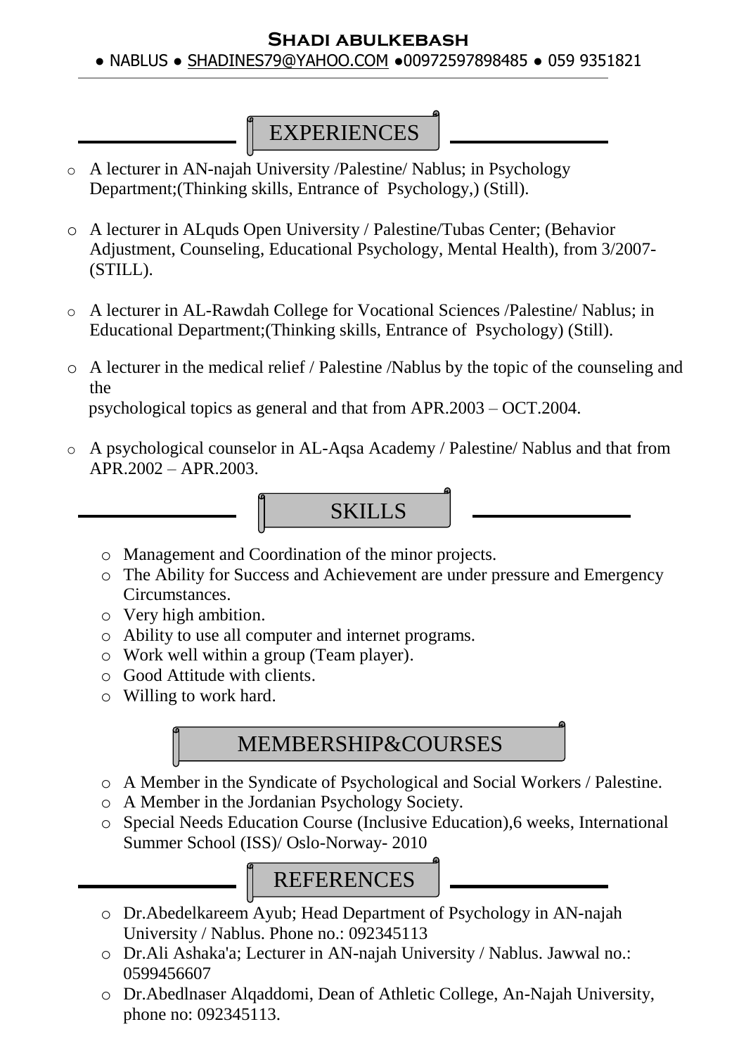**Shadi abulkebash**

● NABLUS ● SHADINES79@YAHOO.COM ●00972597898485 ● 059 9351821

## EXPERIENCES

- A lecturer in AN-najah University /Palestine/ Nablus; in Psychology Department;(Thinking skills, Entrance of Psychology,) (Still).
- A lecturer in ALquds Open University / Palestine/Tubas Center; (Behavior Adjustment, Counseling, Educational Psychology, Mental Health), from 3/2007- (STILL).
- A lecturer in AL-Rawdah College for Vocational Sciences /Palestine/ Nablus; in Educational Department;(Thinking skills, Entrance of Psychology) (Still).
- A lecturer in the medical relief / Palestine /Nablus by the topic of the counseling and the psychological topics as general and that from APR.2003 – OCT.2004.
- A psychological counselor in AL-Aqsa Academy / Palestine/ Nablus and that from APR.2002 – APR.2003.

## SKILLS

- Management and Coordination of the minor projects.
- The Ability for Success and Achievement are under pressure and Emergency Circumstances.
- Very high ambition.
- Ability to use all computer and internet programs.
- Work well within a group (Team player).
- Good Attitude with clients.
- Willing to work hard.

## MEMBERSHIP&COURSES

- A Member in the Syndicate of Psychological and Social Workers / Palestine.
- A Member in the Jordanian Psychology Society.
- Special Needs Education Course (Inclusive Education),6 weeks, International Summer School (ISS)/ Oslo-Norway- 2010

## REFERENCES

- Dr.Abedelkareem Ayub; Head Department of Psychology in AN-najah University / Nablus. Phone no.: 092345113
- Dr.Ali Ashaka'a; Lecturer in AN-najah University / Nablus. Jawwal no.: 0599456607
- Dr.Abedlnaser Alqaddomi, Dean of Athletic College, An-Najah University, phone no: 092345113.